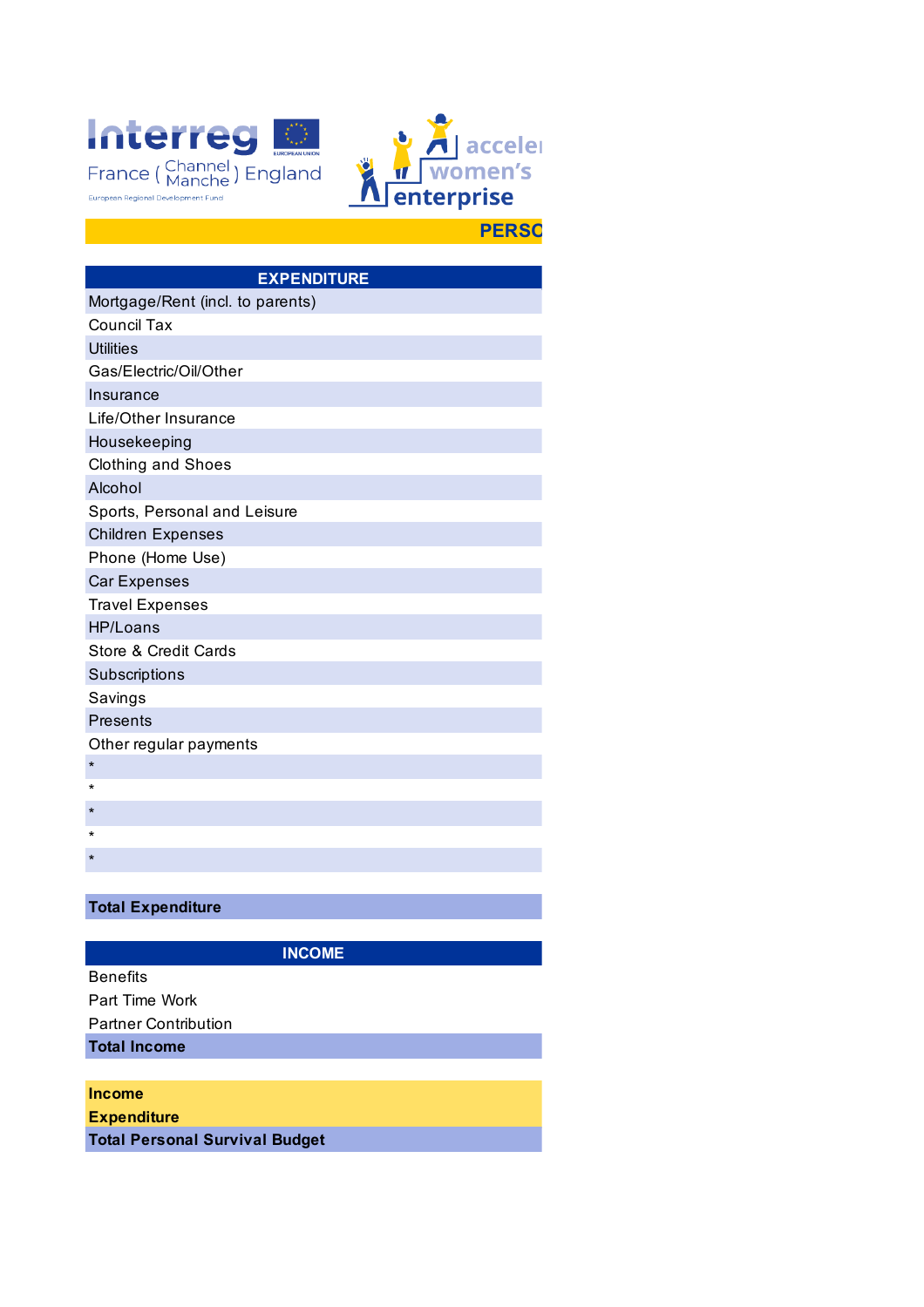Interreg France ( Channel Manche ) England

European Regional Development Fund

EUROPEAN UNION

acceler women's enterprise

**PERSO**

| EXPENDITURE |
|---|
| Mortgage/Rent (incl. to parents) |
| Council Tax |
| Utilities |
| Gas/Electric/Oil/Other |
| Insurance |
| Life/Other Insurance |
| Housekeeping |
| Clothing and Shoes |
| Alcohol |
| Sports, Personal and Leisure |
| Children Expenses |
| Phone (Home Use) |
| Car Expenses |
| Travel Expenses |
| HP/Loans |
| Store & Credit Cards |
| Subscriptions |
| Savings |
| Presents |
| Other regular payments |
| * |
| * |
| * |
| * |
| * |
| |
| **Total Expenditure** |

| INCOME |
|---|
| Benefits |
| Part Time Work |
| Partner Contribution |
| **Total Income** |

| |
|---|
| **Income** |
| **Expenditure** |
| **Total Personal Survival Budget** |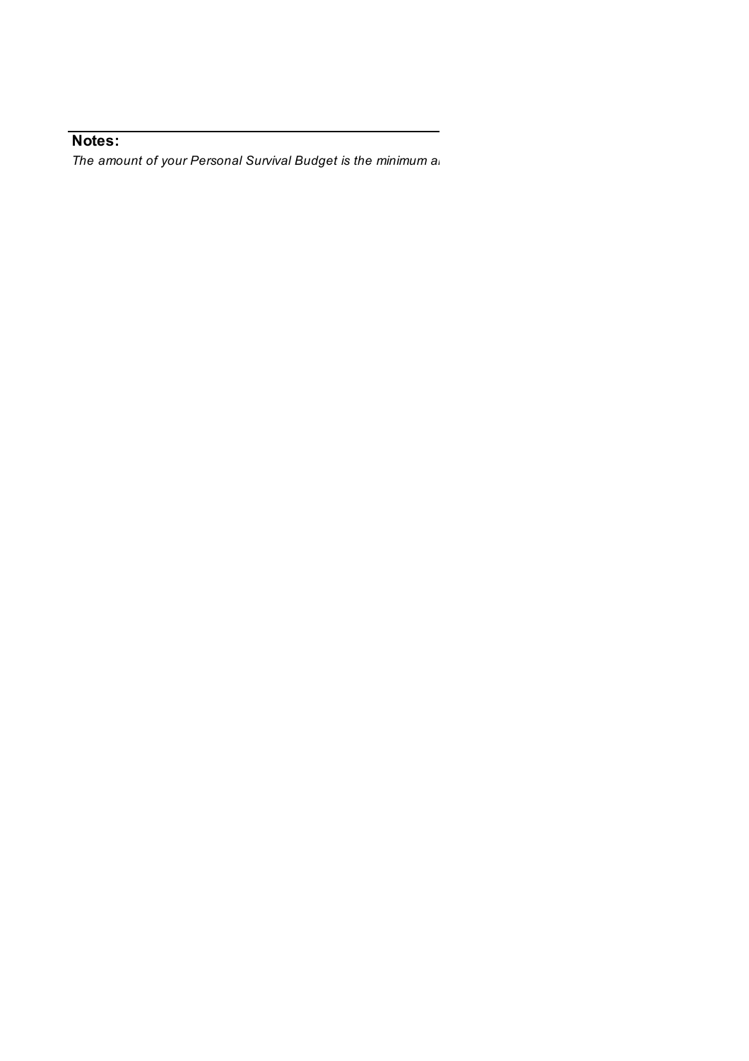**Notes:**

*The amount of your Personal Survival Budget is the minimum a*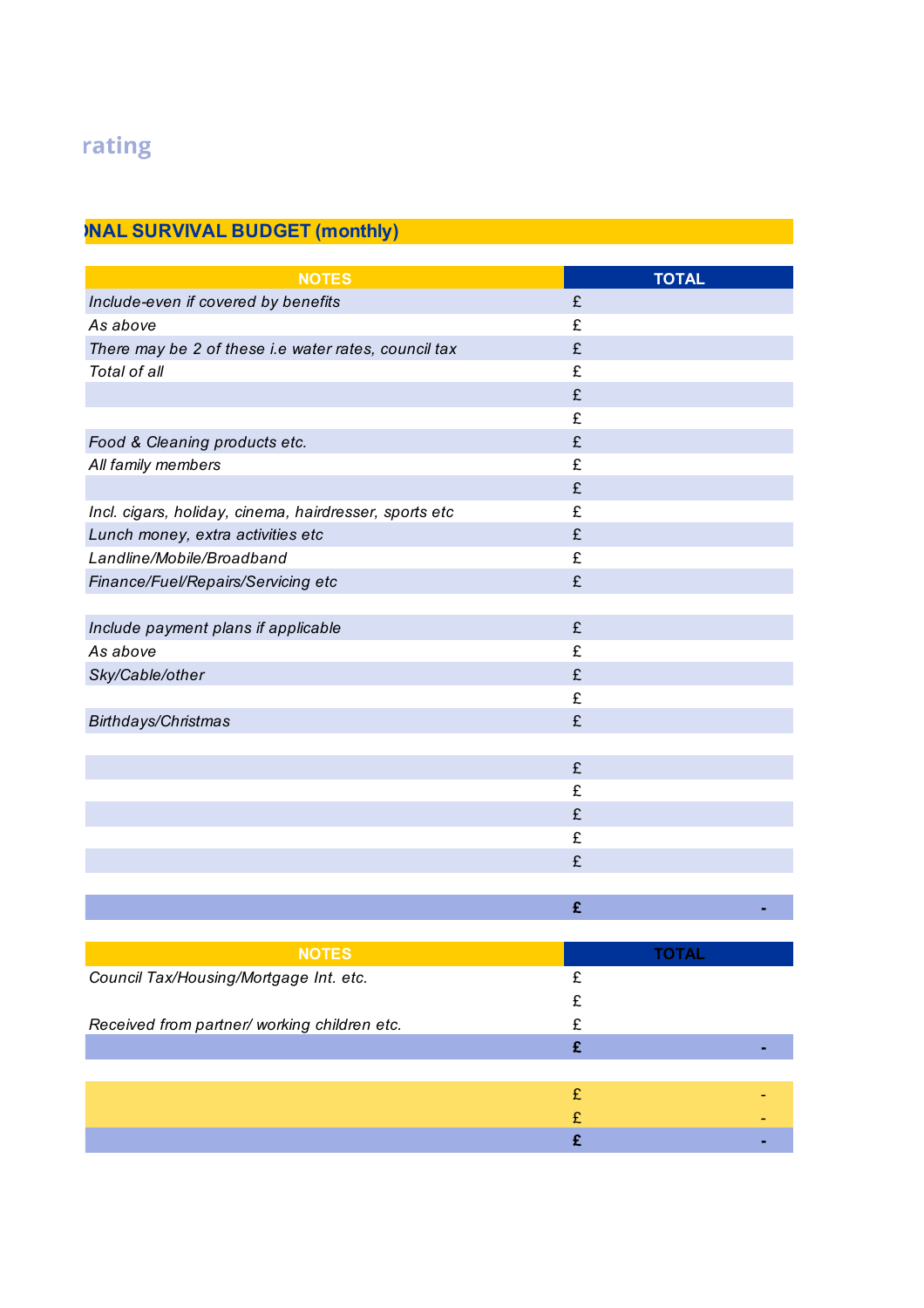rating

## NAL SURVIVAL BUDGET (monthly)

| NOTES | TOTAL |
|---|---|
| *Include-even if covered by benefits* | £ |
| *As above* | £ |
| *There may be 2 of these i.e water rates, council tax* | £ |
| *Total of all* | £ |
| | £ |
| | £ |
| *Food & Cleaning products etc.* | £ |
| *All family members* | £ |
| | £ |
| *Incl. cigars, holiday, cinema, hairdresser, sports etc* | £ |
| *Lunch money, extra activities etc* | £ |
| *Landline/Mobile/Broadband* | £ |
| *Finance/Fuel/Repairs/Servicing etc* | £ |
| | |
| *Include payment plans if applicable* | £ |
| *As above* | £ |
| *Sky/Cable/other* | £ |
| | £ |
| *Birthdays/Christmas* | £ |
| | |
| | £ |
| | £ |
| | £ |
| | £ |
| | £ |
| | |
| | **£ -** |

| NOTES | TOTAL |
|---|---|
| *Council Tax/Housing/Mortgage Int. etc.* | £ |
| | £ |
| *Received from partner/ working children etc.* | £ |
| | **£ -** |

| | |
|---|---|
| | £ - |
| | £ - |
| | **£ -** |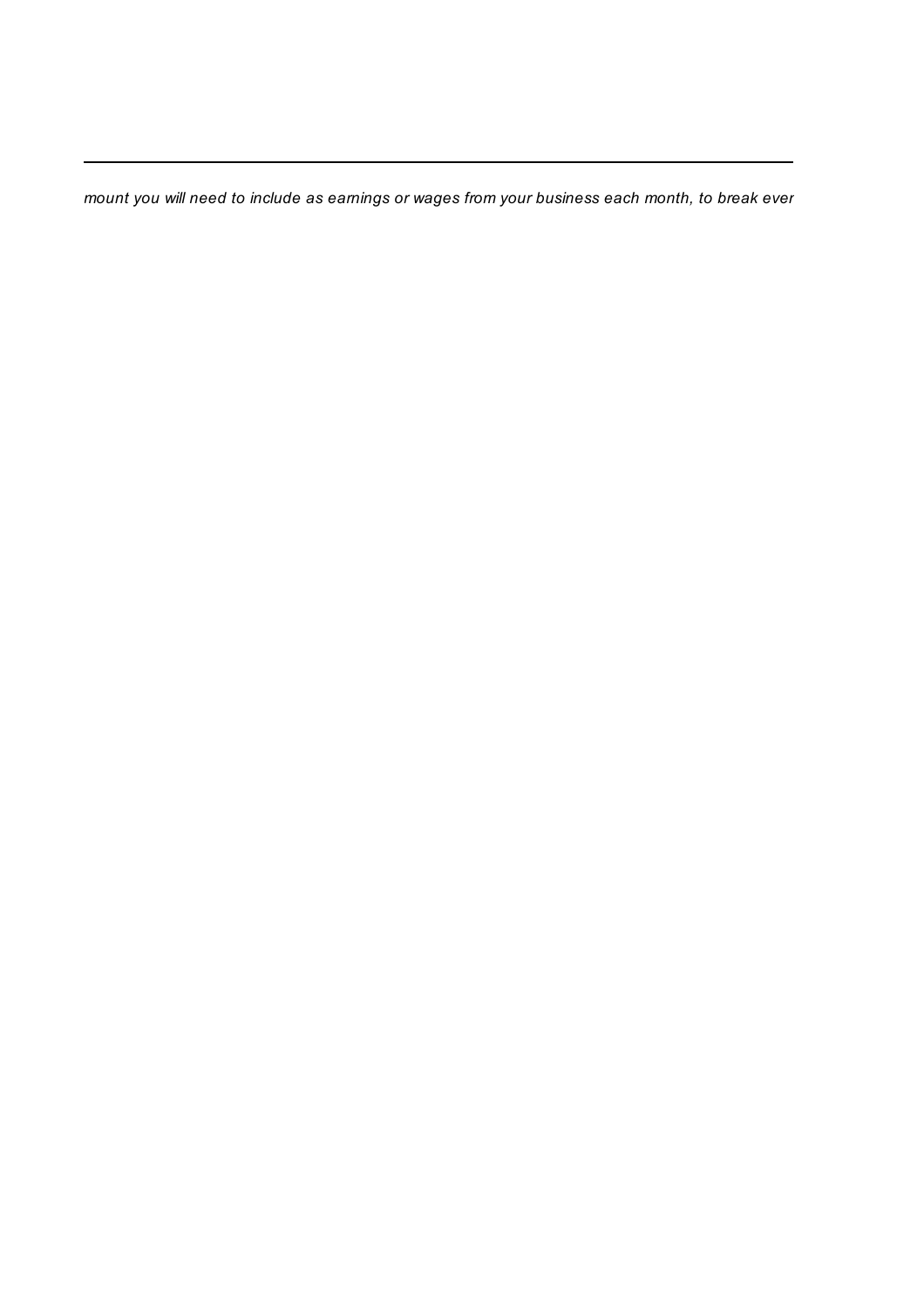*mount you will need to include as earnings or wages from your business each month, to break ever*